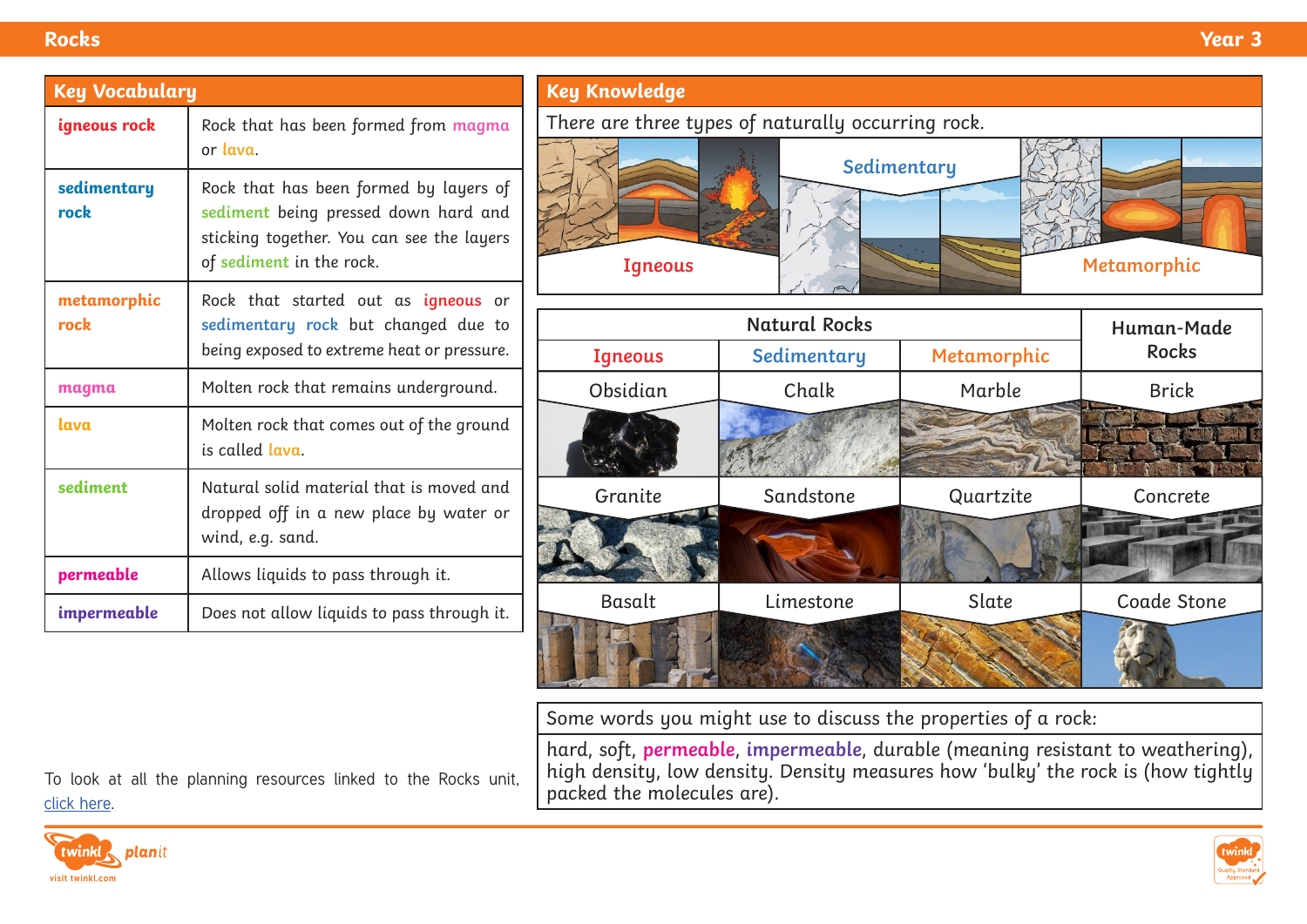# Rocks

Year 3

## Key Vocabulary

| Term | Definition |
|---|---|
| **igneous rock** | Rock that has been formed from magma or lava. |
| **sedimentary rock** | Rock that has been formed by layers of sediment being pressed down hard and sticking together. You can see the layers of sediment in the rock. |
| **metamorphic rock** | Rock that started out as igneous or sedimentary rock but changed due to being exposed to extreme heat or pressure. |
| **magma** | Molten rock that remains underground. |
| **lava** | Molten rock that comes out of the ground is called lava. |
| **sediment** | Natural solid material that is moved and dropped off in a new place by water or wind, e.g. sand. |
| **permeable** | Allows liquids to pass through it. |
| **impermeable** | Does not allow liquids to pass through it. |

To look at all the planning resources linked to the Rocks unit, click here.

## Key Knowledge

There are three types of naturally occurring rock.

Igneous | Sedimentary | Metamorphic

| Natural Rocks | | | Human-Made Rocks |
|---|---|---|---|
| **Igneous** | **Sedimentary** | **Metamorphic** | |
| Obsidian | Chalk | Marble | Brick |
| Granite | Sandstone | Quartzite | Concrete |
| Basalt | Limestone | Slate | Coade Stone |

Some words you might use to discuss the properties of a rock:

hard, soft, **permeable**, **impermeable**, durable (meaning resistant to weathering), high density, low density. Density measures how 'bulky' the rock is (how tightly packed the molecules are).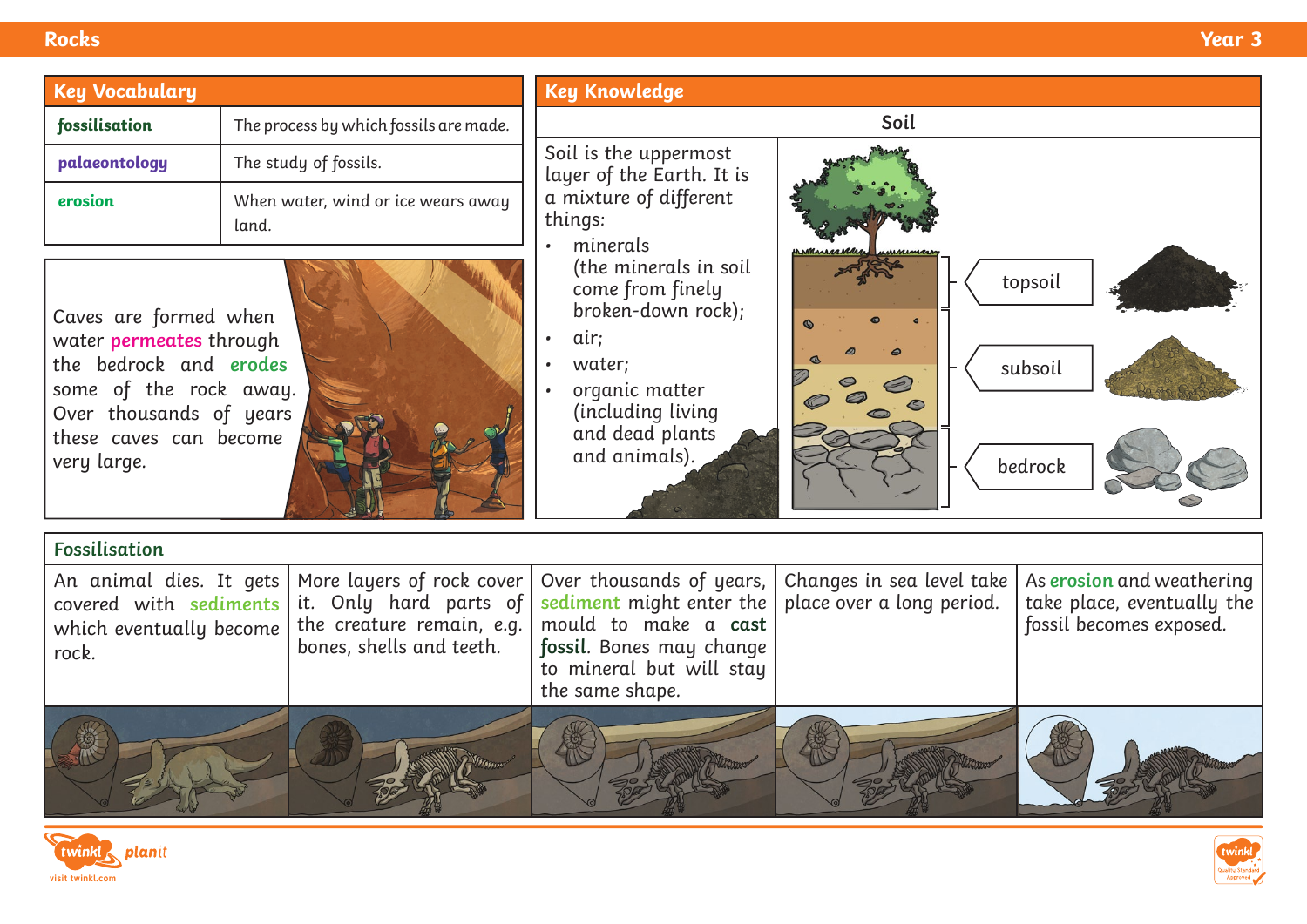# Rocks

Year 3

## Key Vocabulary

| | |
|---|---|
| **fossilisation** | The process by which fossils are made. |
| **palaeontology** | The study of fossils. |
| **erosion** | When water, wind or ice wears away land. |

Caves are formed when water **permeates** through the bedrock and **erodes** some of the rock away. Over thousands of years these caves can become very large.

## Key Knowledge

### Soil

Soil is the uppermost layer of the Earth. It is a mixture of different things:

- minerals (the minerals in soil come from finely broken-down rock);
- air;
- water;
- organic matter (including living and dead plants and animals).

topsoil

subsoil

bedrock

## Fossilisation

| | | | | |
|---|---|---|---|---|
| An animal dies. It gets covered with **sediments** which eventually become rock. | More layers of rock cover it. Only hard parts of the creature remain, e.g. bones, shells and teeth. | Over thousands of years, **sediment** might enter the mould to make a **cast fossil**. Bones may change to mineral but will stay the same shape. | Changes in sea level take place over a long period. | As **erosion** and weathering take place, eventually the fossil becomes exposed. |